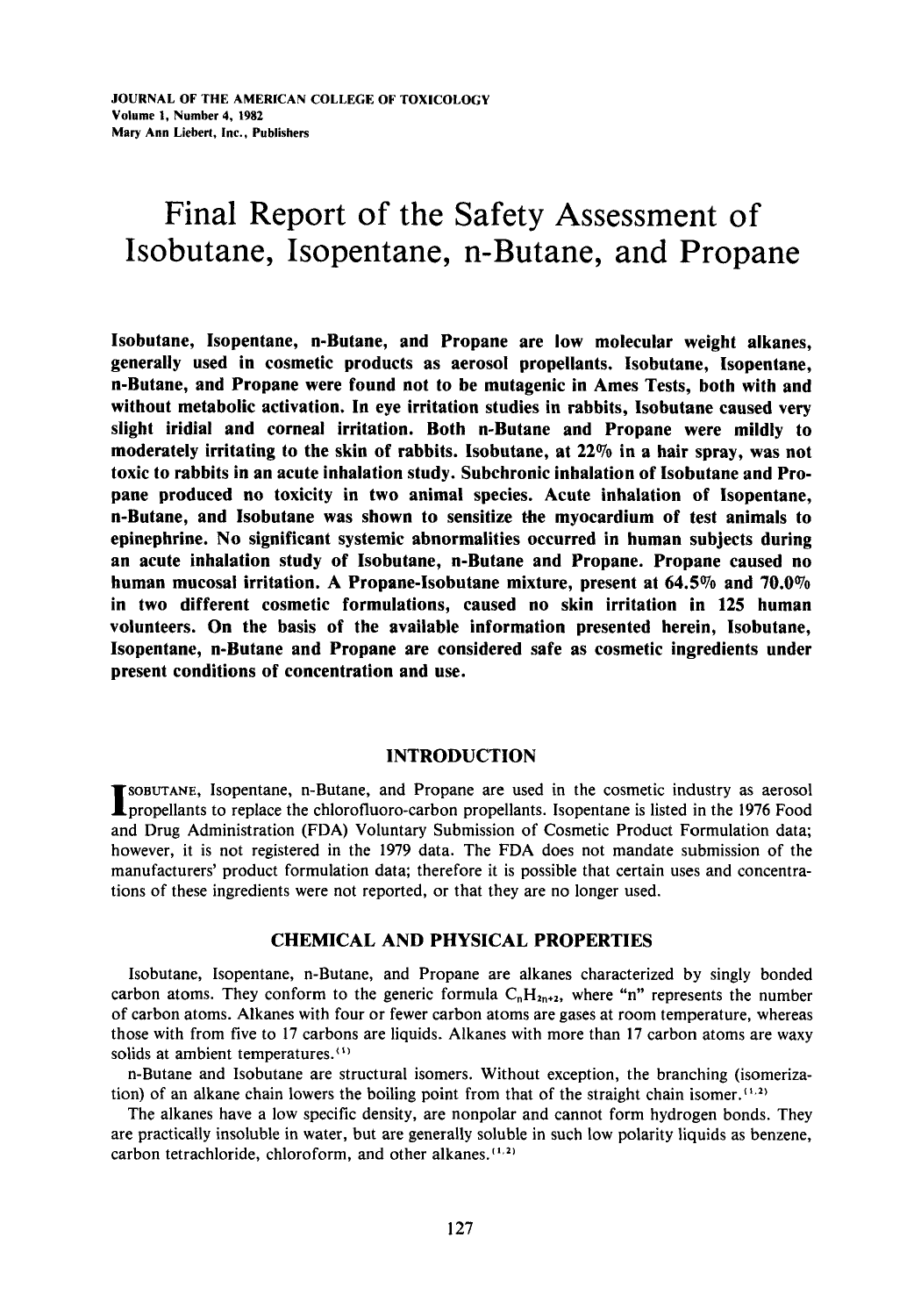# Final Report of the Safety Assessment of Isobutane, Isopentane, n-Butane, and Propane

**Isobutane, Isopentane, n-Butane, and Propane are low molecular weight alkanes, generally used in cosmetic products as aerosol propellants. Isobutane, Isopentane, n-Butane, and Propane were found not to be mutagenic in Ames Tests, both with and without metabolic activation. In eye irritation studies in rabbits, Isobutane caused very slight iridial and corneal irritation. Both n-Butane and Propane were mildly to moderately irritating to the skin of rabbits. Isobutane, at 22% in a hair spray, was not toxic to rabbits in an acute inhalation study. Subchronic inhalation of Isobutane and Propane produced no toxicity in two animal species. Acute inhalation of Isopentane, n-Butane, and Isobutane was shown to sensitize the myocardium of test animals to epinephrine. No significant systemic abnormalities occurred in human subjects during an acute inhalation study of Isobutane, n-Butane and Propane. Propane caused no human mucosal irritation. A Propane-Isobutane mixture, present at 64.5% and 70.0% in two different cosmetic formulations, caused no skin irritation in 125 human volunteers. On the basis of the available information presented herein, Isobutane, Isopentane, n-Butane and Propane are considered safe as cosmetic ingredients under present conditions of concentration and use.**

## INTRODUCTION

Isobutane, Isopentane, n-Butane, and Propane are used in the cosmetic industry as aerosol propellants to replace the chlorofluoro-carbon propellants. Isopentane is listed in the 1976 Food and Drug Administration (FDA) Voluntary Submission of Cosmetic Product Formulation data; however, it is not registered in the 1979 data. The FDA does not mandate submission of the manufacturers' product formulation data; therefore it is possible that certain uses and concentrations of these ingredients were not reported, or that they are no longer used.

## CHEMICAL AND PHYSICAL PROPERTIES

Isobutane, Isopentane, n-Butane, and Propane are alkanes characterized by singly bonded carbon atoms. They conform to the generic formula $C_nH_{2n+2}$, where "n" represents the number of carbon atoms. Alkanes with four or fewer carbon atoms are gases at room temperature, whereas those with from five to 17 carbons are liquids. Alkanes with more than 17 carbon atoms are waxy solids at ambient temperatures.[1]

n-Butane and Isobutane are structural isomers. Without exception, the branching (isomerization) of an alkane chain lowers the boiling point from that of the straight chain isomer.[1,2]

The alkanes have a low specific density, are nonpolar and cannot form hydrogen bonds. They are practically insoluble in water, but are generally soluble in such low polarity liquids as benzene, carbon tetrachloride, chloroform, and other alkanes.[1,2]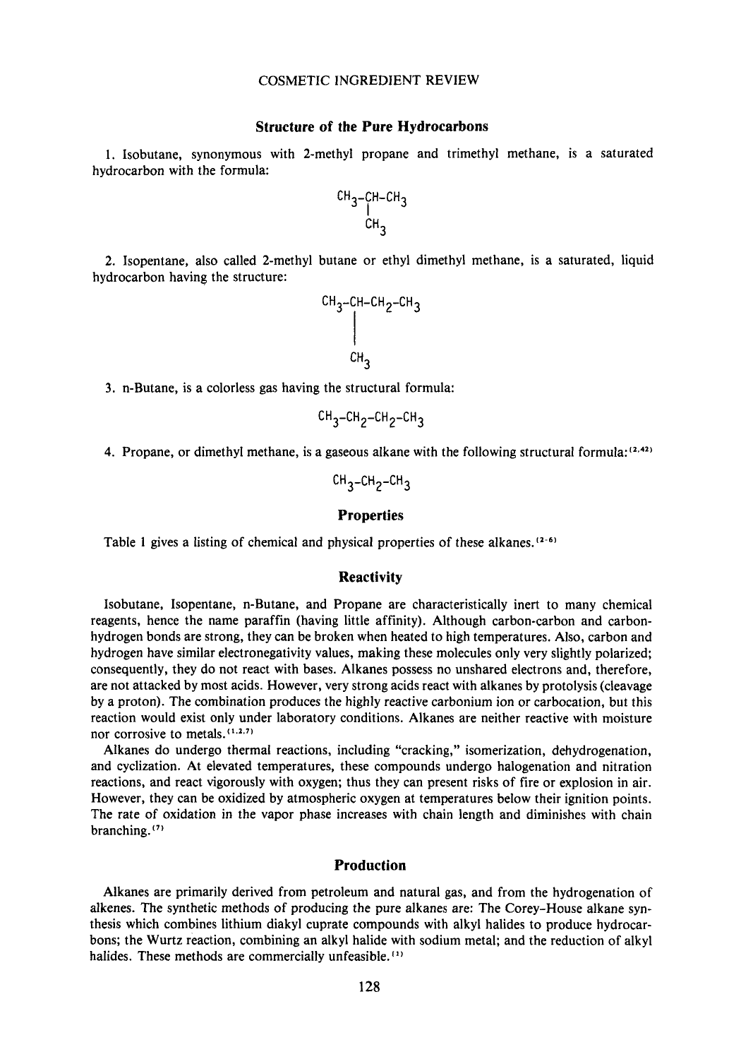## Structure of the Pure Hydrocarbons

1. Isobutane, synonymous with 2-methyl propane and trimethyl methane, is a saturated hydrocarbon with the formula:

```
CH3-CH-CH3
    |
    CH3
```

2. Isopentane, also called 2-methyl butane or ethyl dimethyl methane, is a saturated, liquid hydrocarbon having the structure:

```
CH3-CH-CH2-CH3
    |
    |
    CH3
```

3. n-Butane, is a colorless gas having the structural formula:

$$CH_3\text{-}CH_2\text{-}CH_2\text{-}CH_3$$

4. Propane, or dimethyl methane, is a gaseous alkane with the following structural formula:[2,42]

$$CH_3\text{-}CH_2\text{-}CH_3$$

## Properties

Table 1 gives a listing of chemical and physical properties of these alkanes.[2-6]

## Reactivity

Isobutane, Isopentane, n-Butane, and Propane are characteristically inert to many chemical reagents, hence the name paraffin (having little affinity). Although carbon-carbon and carbon-hydrogen bonds are strong, they can be broken when heated to high temperatures. Also, carbon and hydrogen have similar electronegativity values, making these molecules only very slightly polarized; consequently, they do not react with bases. Alkanes possess no unshared electrons and, therefore, are not attacked by most acids. However, very strong acids react with alkanes by protolysis (cleavage by a proton). The combination produces the highly reactive carbonium ion or carbocation, but this reaction would exist only under laboratory conditions. Alkanes are neither reactive with moisture nor corrosive to metals.[1,2,7]

Alkanes do undergo thermal reactions, including "cracking," isomerization, dehydrogenation, and cyclization. At elevated temperatures, these compounds undergo halogenation and nitration reactions, and react vigorously with oxygen; thus they can present risks of fire or explosion in air. However, they can be oxidized by atmospheric oxygen at temperatures below their ignition points. The rate of oxidation in the vapor phase increases with chain length and diminishes with chain branching.[7]

## Production

Alkanes are primarily derived from petroleum and natural gas, and from the hydrogenation of alkenes. The synthetic methods of producing the pure alkanes are: The Corey-House alkane synthesis which combines lithium diakyl cuprate compounds with alkyl halides to produce hydrocarbons; the Wurtz reaction, combining an alkyl halide with sodium metal; and the reduction of alkyl halides. These methods are commercially unfeasible.[1]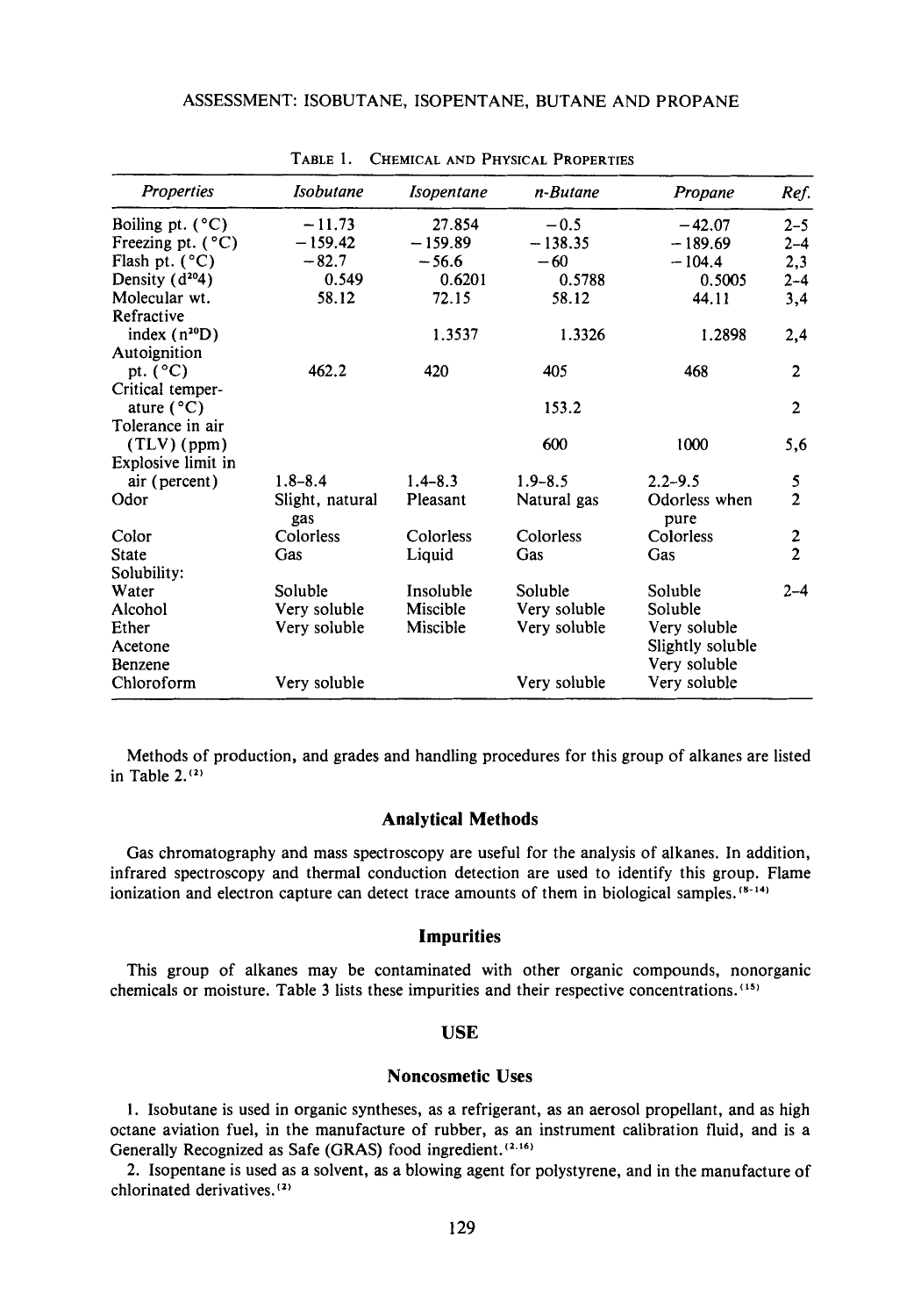TABLE 1. CHEMICAL AND PHYSICAL PROPERTIES

| Properties | Isobutane | Isopentane | n-Butane | Propane | Ref. |
|---|---|---|---|---|---|
| Boiling pt. (°C) | −11.73 | 27.854 | −0.5 | −42.07 | 2–5 |
| Freezing pt. (°C) | −159.42 | −159.89 | −138.35 | −189.69 | 2–4 |
| Flash pt. (°C) | −82.7 | −56.6 | −60 | −104.4 | 2,3 |
| Density ($d^{20}4$) | 0.549 | 0.6201 | 0.5788 | 0.5005 | 2–4 |
| Molecular wt. | 58.12 | 72.15 | 58.12 | 44.11 | 3,4 |
| Refractive index ($n^{20}D$) | | 1.3537 | 1.3326 | 1.2898 | 2,4 |
| Autoignition pt. (°C) | 462.2 | 420 | 405 | 468 | 2 |
| Critical temperature (°C) | | | 153.2 | | 2 |
| Tolerance in air (TLV) (ppm) | | | 600 | 1000 | 5,6 |
| Explosive limit in air (percent) | 1.8–8.4 | 1.4–8.3 | 1.9–8.5 | 2.2–9.5 | 5 |
| Odor | Slight, natural gas | Pleasant | Natural gas | Odorless when pure | 2 |
| Color | Colorless | Colorless | Colorless | Colorless | 2 |
| State | Gas | Liquid | Gas | Gas | 2 |
| Solubility: | | | | | |
| Water | Soluble | Insoluble | Soluble | Soluble | 2–4 |
| Alcohol | Very soluble | Miscible | Very soluble | Soluble | |
| Ether | Very soluble | Miscible | Very soluble | Very soluble | |
| Acetone | | | | Slightly soluble | |
| Benzene | | | | Very soluble | |
| Chloroform | Very soluble | | Very soluble | Very soluble | |

Methods of production, and grades and handling procedures for this group of alkanes are listed in Table 2.[2]

### Analytical Methods

Gas chromatography and mass spectroscopy are useful for the analysis of alkanes. In addition, infrared spectroscopy and thermal conduction detection are used to identify this group. Flame ionization and electron capture can detect trace amounts of them in biological samples.[8-14]

### Impurities

This group of alkanes may be contaminated with other organic compounds, nonorganic chemicals or moisture. Table 3 lists these impurities and their respective concentrations.[15]

## USE

### Noncosmetic Uses

1. Isobutane is used in organic syntheses, as a refrigerant, as an aerosol propellant, and as high octane aviation fuel, in the manufacture of rubber, as an instrument calibration fluid, and is a Generally Recognized as Safe (GRAS) food ingredient.[2,16]

2. Isopentane is used as a solvent, as a blowing agent for polystyrene, and in the manufacture of chlorinated derivatives.[2]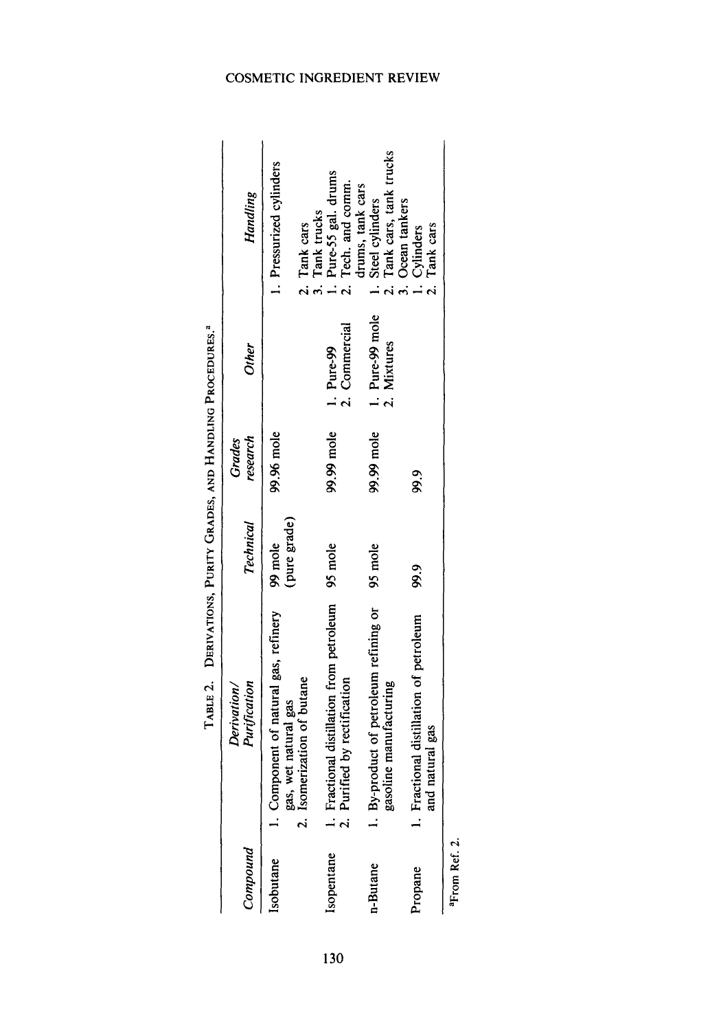TABLE 2. DERIVATIONS, PURITY GRADES, AND HANDLING PROCEDURES.[a]

| Compound | Derivation/ Purification | Technical | Grades research | Other | Handling |
|---|---|---|---|---|---|
| Isobutane | 1. Component of natural gas, refinery gas, wet natural gas<br>2. Isomerization of butane | 99 mole (pure grade) | 99.96 mole | | 1. Pressurized cylinders<br>2. Tank cars<br>3. Tank trucks |
| Isopentane | 1. Fractional distillation from petroleum<br>2. Purified by rectification | 95 mole | 99.99 mole | 1. Pure-99<br>2. Commercial | 1. Pure-55 gal. drums<br>2. Tech. and comm. drums, tank cars |
| n-Butane | 1. By-product of petroleum refining or gasoline manufacturing | 95 mole | 99.99 mole | 1. Pure-99 mole<br>2. Mixtures | 1. Steel cylinders<br>2. Tank cars, tank trucks<br>3. Ocean tankers |
| Propane | 1. Fractional distillation of petroleum and natural gas | 99.9 | 99.9 | | 1. Cylinders<br>2. Tank cars |

[a]From Ref. 2.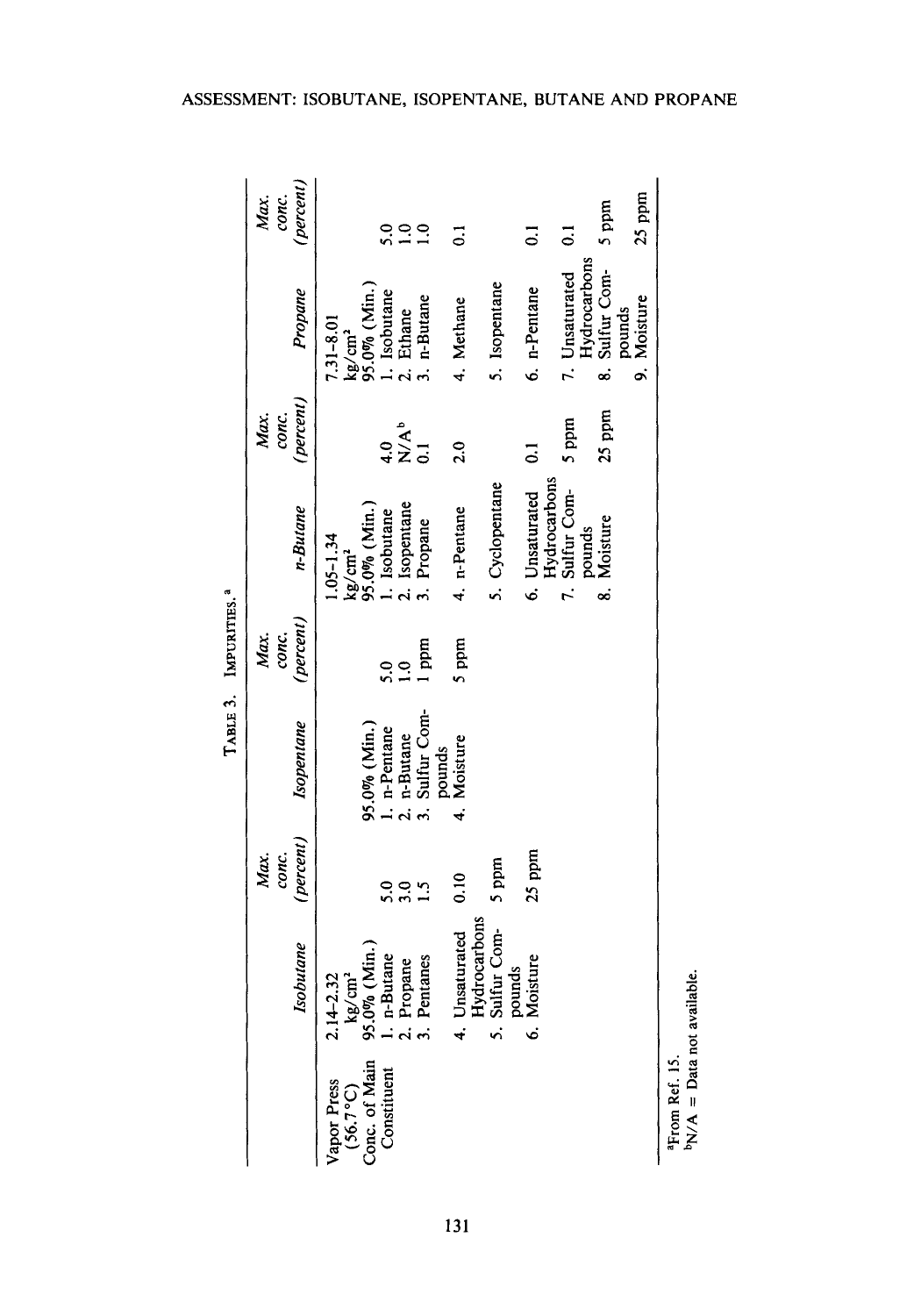TABLE 3. IMPURITIES.[a]

| | Isobutane | Max. conc. (percent) | Isopentane | Max. conc. (percent) | n-Butane | Max. conc. (percent) | Propane | Max. conc. (percent) |
|---|---|---|---|---|---|---|---|---|
| Vapor Press (56.7°C) | 2.14-2.32 kg/cm² | | | | 1.05-1.34 kg/cm² | | 7.31-8.01 kg/cm² | |
| Conc. of Main Constituent | 95.0% (Min.) | | 95.0% (Min.) | | 95.0% (Min.) | | 95.0% (Min.) | |
| | 1. n-Butane | 5.0 | 1. n-Pentane | 5.0 | 1. Isobutane | 4.0 | 1. Isobutane | 5.0 |
| | 2. Propane | 3.0 | 2. n-Butane | 1.0 | 2. Isopentane | N/A[b] | 2. Ethane | 1.0 |
| | 3. Pentanes | 1.5 | 3. Sulfur Compounds | 1 ppm | 3. Propane | 0.1 | 3. n-Butane | 1.0 |
| | 4. Unsaturated Hydrocarbons | 0.10 | 4. Moisture | 5 ppm | 4. n-Pentane | 2.0 | 4. Methane | 0.1 |
| | 5. Sulfur Compounds | 5 ppm | | | 5. Cyclopentane | | 5. Isopentane | |
| | 6. Moisture | 25 ppm | | | 6. Unsaturated Hydrocarbons | 0.1 | 6. n-Pentane | 0.1 |
| | | | | | 7. Sulfur Compounds | 5 ppm | 7. Unsaturated Hydrocarbons | 0.1 |
| | | | | | 8. Moisture | 25 ppm | 8. Sulfur Compounds | 5 ppm |
| | | | | | | | 9. Moisture | 25 ppm |

[a]From Ref. 15.
[b]N/A = Data not available.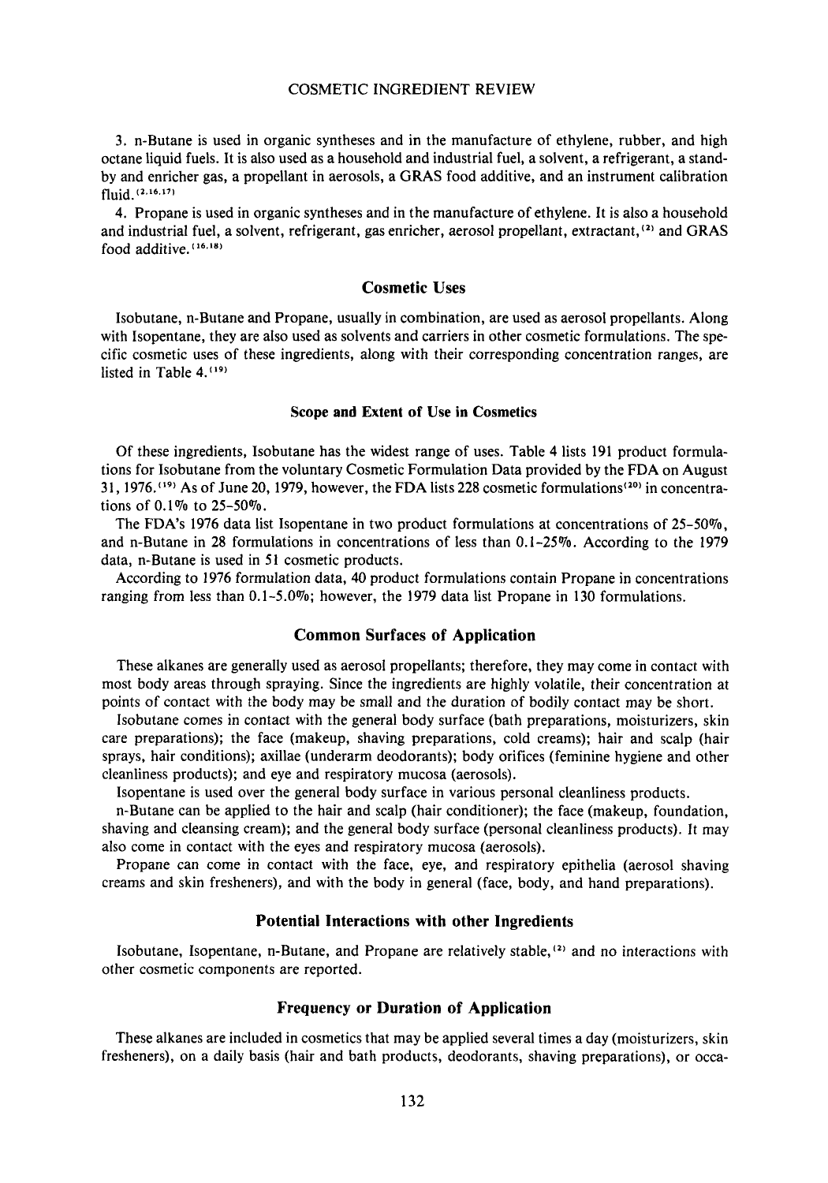3. n-Butane is used in organic syntheses and in the manufacture of ethylene, rubber, and high octane liquid fuels. It is also used as a household and industrial fuel, a solvent, a refrigerant, a standby and enricher gas, a propellant in aerosols, a GRAS food additive, and an instrument calibration fluid.[2,16,17]

4. Propane is used in organic syntheses and in the manufacture of ethylene. It is also a household and industrial fuel, a solvent, refrigerant, gas enricher, aerosol propellant, extractant,[2] and GRAS food additive.[16,18]

## Cosmetic Uses

Isobutane, n-Butane and Propane, usually in combination, are used as aerosol propellants. Along with Isopentane, they are also used as solvents and carriers in other cosmetic formulations. The specific cosmetic uses of these ingredients, along with their corresponding concentration ranges, are listed in Table 4.[19]

### Scope and Extent of Use in Cosmetics

Of these ingredients, Isobutane has the widest range of uses. Table 4 lists 191 product formulations for Isobutane from the voluntary Cosmetic Formulation Data provided by the FDA on August 31, 1976.[19] As of June 20, 1979, however, the FDA lists 228 cosmetic formulations[20] in concentrations of 0.1% to 25–50%.

The FDA's 1976 data list Isopentane in two product formulations at concentrations of 25–50%, and n-Butane in 28 formulations in concentrations of less than 0.1–25%. According to the 1979 data, n-Butane is used in 51 cosmetic products.

According to 1976 formulation data, 40 product formulations contain Propane in concentrations ranging from less than 0.1–5.0%; however, the 1979 data list Propane in 130 formulations.

## Common Surfaces of Application

These alkanes are generally used as aerosol propellants; therefore, they may come in contact with most body areas through spraying. Since the ingredients are highly volatile, their concentration at points of contact with the body may be small and the duration of bodily contact may be short.

Isobutane comes in contact with the general body surface (bath preparations, moisturizers, skin care preparations); the face (makeup, shaving preparations, cold creams); hair and scalp (hair sprays, hair conditions); axillae (underarm deodorants); body orifices (feminine hygiene and other cleanliness products); and eye and respiratory mucosa (aerosols).

Isopentane is used over the general body surface in various personal cleanliness products.

n-Butane can be applied to the hair and scalp (hair conditioner); the face (makeup, foundation, shaving and cleansing cream); and the general body surface (personal cleanliness products). It may also come in contact with the eyes and respiratory mucosa (aerosols).

Propane can come in contact with the face, eye, and respiratory epithelia (aerosol shaving creams and skin fresheners), and with the body in general (face, body, and hand preparations).

## Potential Interactions with other Ingredients

Isobutane, Isopentane, n-Butane, and Propane are relatively stable,[2] and no interactions with other cosmetic components are reported.

## Frequency or Duration of Application

These alkanes are included in cosmetics that may be applied several times a day (moisturizers, skin fresheners), on a daily basis (hair and bath products, deodorants, shaving preparations), or occa-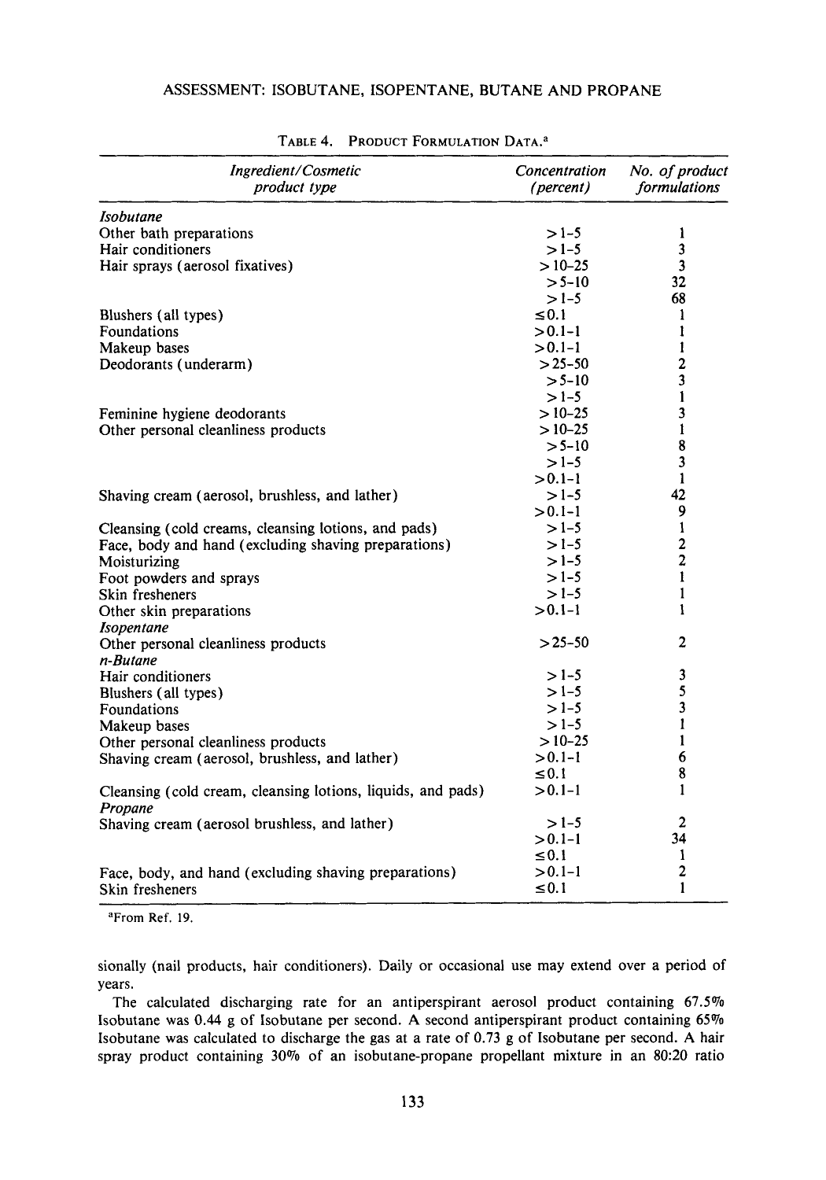TABLE 4. PRODUCT FORMULATION DATA.[a]

| *Ingredient/Cosmetic product type* | *Concentration (percent)* | *No. of product formulations* |
|---|---|---|
| *Isobutane* | | |
| Other bath preparations | >1-5 | 1 |
| Hair conditioners | >1-5 | 3 |
| Hair sprays (aerosol fixatives) | >10-25 | 3 |
| | >5-10 | 32 |
| | >1-5 | 68 |
| Blushers (all types) | ≤0.1 | 1 |
| Foundations | >0.1-1 | 1 |
| Makeup bases | >0.1-1 | 1 |
| Deodorants (underarm) | >25-50 | 2 |
| | >5-10 | 3 |
| | >1-5 | 1 |
| Feminine hygiene deodorants | >10-25 | 3 |
| Other personal cleanliness products | >10-25 | 1 |
| | >5-10 | 8 |
| | >1-5 | 3 |
| | >0.1-1 | 1 |
| Shaving cream (aerosol, brushless, and lather) | >1-5 | 42 |
| | >0.1-1 | 9 |
| Cleansing (cold creams, cleansing lotions, and pads) | >1-5 | 1 |
| Face, body and hand (excluding shaving preparations) | >1-5 | 2 |
| Moisturizing | >1-5 | 2 |
| Foot powders and sprays | >1-5 | 1 |
| Skin fresheners | >1-5 | 1 |
| Other skin preparations | >0.1-1 | 1 |
| *Isopentane* | | |
| Other personal cleanliness products | >25-50 | 2 |
| *n-Butane* | | |
| Hair conditioners | >1-5 | 3 |
| Blushers (all types) | >1-5 | 5 |
| Foundations | >1-5 | 3 |
| Makeup bases | >1-5 | 1 |
| Other personal cleanliness products | >10-25 | 1 |
| Shaving cream (aerosol, brushless, and lather) | >0.1-1 | 6 |
| | ≤0.1 | 8 |
| Cleansing (cold cream, cleansing lotions, liquids, and pads) | >0.1-1 | 1 |
| *Propane* | | |
| Shaving cream (aerosol brushless, and lather) | >1-5 | 2 |
| | >0.1-1 | 34 |
| | ≤0.1 | 1 |
| Face, body, and hand (excluding shaving preparations) | >0.1-1 | 2 |
| Skin fresheners | ≤0.1 | 1 |

[a]From Ref. 19.

sionally (nail products, hair conditioners). Daily or occasional use may extend over a period of years.

The calculated discharging rate for an antiperspirant aerosol product containing 67.5% Isobutane was 0.44 g of Isobutane per second. A second antiperspirant product containing 65% Isobutane was calculated to discharge the gas at a rate of 0.73 g of Isobutane per second. A hair spray product containing 30% of an isobutane-propane propellant mixture in an 80:20 ratio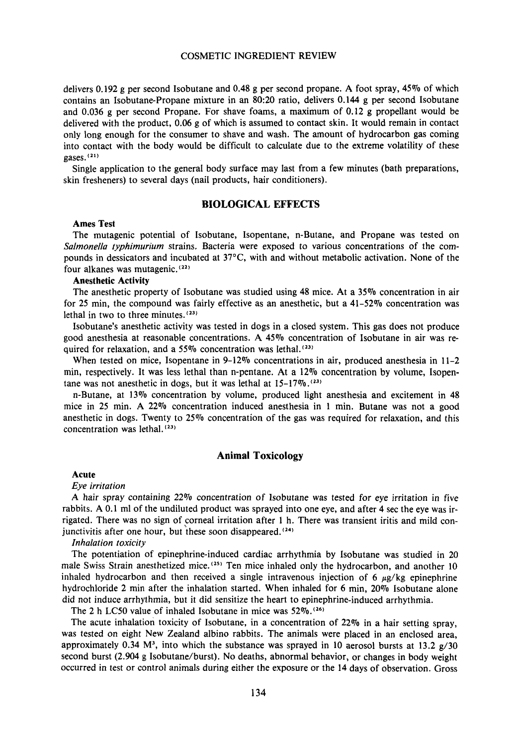delivers 0.192 g per second Isobutane and 0.48 g per second propane. A foot spray, 45% of which contains an Isobutane-Propane mixture in an 80:20 ratio, delivers 0.144 g per second Isobutane and 0.036 g per second Propane. For shave foams, a maximum of 0.12 g propellant would be delivered with the product, 0.06 g of which is assumed to contact skin. It would remain in contact only long enough for the consumer to shave and wash. The amount of hydrocarbon gas coming into contact with the body would be difficult to calculate due to the extreme volatility of these gases.[21]

Single application to the general body surface may last from a few minutes (bath preparations, skin fresheners) to several days (nail products, hair conditioners).

## BIOLOGICAL EFFECTS

### Ames Test

The mutagenic potential of Isobutane, Isopentane, n-Butane, and Propane was tested on *Salmonella typhimurium* strains. Bacteria were exposed to various concentrations of the compounds in dessicators and incubated at 37°C, with and without metabolic activation. None of the four alkanes was mutagenic.[22]

### Anesthetic Activity

The anesthetic property of Isobutane was studied using 48 mice. At a 35% concentration in air for 25 min, the compound was fairly effective as an anesthetic, but a 41–52% concentration was lethal in two to three minutes.[23]

Isobutane's anesthetic activity was tested in dogs in a closed system. This gas does not produce good anesthesia at reasonable concentrations. A 45% concentration of Isobutane in air was required for relaxation, and a 55% concentration was lethal.[23]

When tested on mice, Isopentane in 9–12% concentrations in air, produced anesthesia in 11–2 min, respectively. It was less lethal than n-pentane. At a 12% concentration by volume, Isopentane was not anesthetic in dogs, but it was lethal at 15–17%.[23]

n-Butane, at 13% concentration by volume, produced light anesthesia and excitement in 48 mice in 25 min. A 22% concentration induced anesthesia in 1 min. Butane was not a good anesthetic in dogs. Twenty to 25% concentration of the gas was required for relaxation, and this concentration was lethal.[23]

## Animal Toxicology

### Acute

#### *Eye irritation*

A hair spray containing 22% concentration of Isobutane was tested for eye irritation in five rabbits. A 0.1 ml of the undiluted product was sprayed into one eye, and after 4 sec the eye was irrigated. There was no sign of corneal irritation after 1 h. There was transient iritis and mild conjunctivitis after one hour, but these soon disappeared.[24]

#### *Inhalation toxicity*

The potentiation of epinephrine-induced cardiac arrhythmia by Isobutane was studied in 20 male Swiss Strain anesthetized mice.[25] Ten mice inhaled only the hydrocarbon, and another 10 inhaled hydrocarbon and then received a single intravenous injection of 6 $\mu$g/kg epinephrine hydrochloride 2 min after the inhalation started. When inhaled for 6 min, 20% Isobutane alone did not induce arrhythmia, but it did sensitize the heart to epinephrine-induced arrhythmia.

The 2 h LC50 value of inhaled Isobutane in mice was 52%.[26]

The acute inhalation toxicity of Isobutane, in a concentration of 22% in a hair setting spray, was tested on eight New Zealand albino rabbits. The animals were placed in an enclosed area, approximately 0.34 $M^3$, into which the substance was sprayed in 10 aerosol bursts at 13.2 g/30 second burst (2.904 g Isobutane/burst). No deaths, abnormal behavior, or changes in body weight occurred in test or control animals during either the exposure or the 14 days of observation. Gross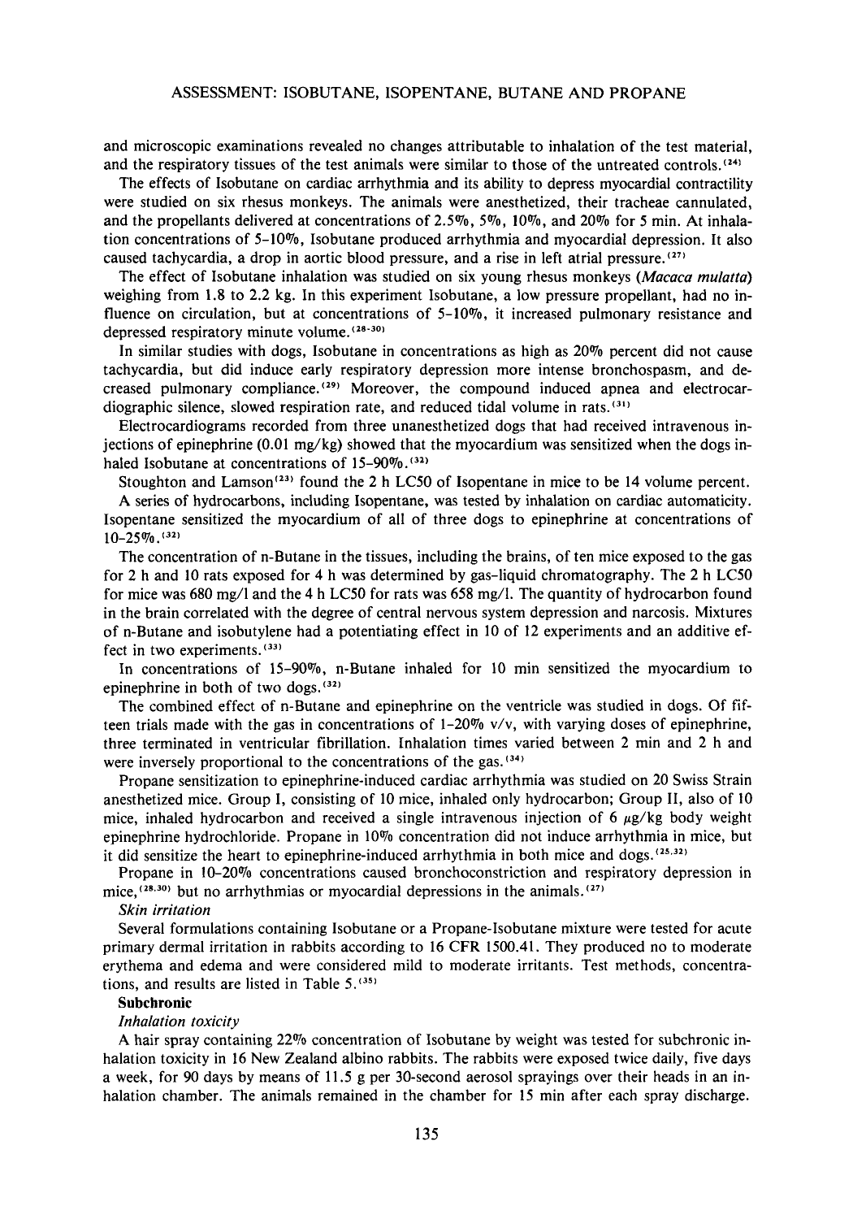and microscopic examinations revealed no changes attributable to inhalation of the test material, and the respiratory tissues of the test animals were similar to those of the untreated controls.[24]

The effects of Isobutane on cardiac arrhythmia and its ability to depress myocardial contractility were studied on six rhesus monkeys. The animals were anesthetized, their tracheae cannulated, and the propellants delivered at concentrations of 2.5%, 5%, 10%, and 20% for 5 min. At inhalation concentrations of 5–10%, Isobutane produced arrhythmia and myocardial depression. It also caused tachycardia, a drop in aortic blood pressure, and a rise in left atrial pressure.[27]

The effect of Isobutane inhalation was studied on six young rhesus monkeys (*Macaca mulatta*) weighing from 1.8 to 2.2 kg. In this experiment Isobutane, a low pressure propellant, had no influence on circulation, but at concentrations of 5–10%, it increased pulmonary resistance and depressed respiratory minute volume.[28-30]

In similar studies with dogs, Isobutane in concentrations as high as 20% percent did not cause tachycardia, but did induce early respiratory depression more intense bronchospasm, and decreased pulmonary compliance.[29] Moreover, the compound induced apnea and electrocardiographic silence, slowed respiration rate, and reduced tidal volume in rats.[31]

Electrocardiograms recorded from three unanesthetized dogs that had received intravenous injections of epinephrine (0.01 mg/kg) showed that the myocardium was sensitized when the dogs inhaled Isobutane at concentrations of 15–90%.[32]

Stoughton and Lamson[23] found the 2 h LC50 of Isopentane in mice to be 14 volume percent.

A series of hydrocarbons, including Isopentane, was tested by inhalation on cardiac automaticity. Isopentane sensitized the myocardium of all of three dogs to epinephrine at concentrations of 10–25%.[32]

The concentration of n-Butane in the tissues, including the brains, of ten mice exposed to the gas for 2 h and 10 rats exposed for 4 h was determined by gas-liquid chromatography. The 2 h LC50 for mice was 680 mg/l and the 4 h LC50 for rats was 658 mg/l. The quantity of hydrocarbon found in the brain correlated with the degree of central nervous system depression and narcosis. Mixtures of n-Butane and isobutylene had a potentiating effect in 10 of 12 experiments and an additive effect in two experiments.[33]

In concentrations of 15–90%, n-Butane inhaled for 10 min sensitized the myocardium to epinephrine in both of two dogs.[32]

The combined effect of n-Butane and epinephrine on the ventricle was studied in dogs. Of fifteen trials made with the gas in concentrations of 1–20% v/v, with varying doses of epinephrine, three terminated in ventricular fibrillation. Inhalation times varied between 2 min and 2 h and were inversely proportional to the concentrations of the gas.[34]

Propane sensitization to epinephrine-induced cardiac arrhythmia was studied on 20 Swiss Strain anesthetized mice. Group I, consisting of 10 mice, inhaled only hydrocarbon; Group II, also of 10 mice, inhaled hydrocarbon and received a single intravenous injection of 6 $\mu$g/kg body weight epinephrine hydrochloride. Propane in 10% concentration did not induce arrhythmia in mice, but it did sensitize the heart to epinephrine-induced arrhythmia in both mice and dogs.[25,32]

Propane in 10–20% concentrations caused bronchoconstriction and respiratory depression in mice,[28,30] but no arrhythmias or myocardial depressions in the animals.[27]

*Skin irritation*

Several formulations containing Isobutane or a Propane-Isobutane mixture were tested for acute primary dermal irritation in rabbits according to 16 CFR 1500.41. They produced no to moderate erythema and edema and were considered mild to moderate irritants. Test methods, concentrations, and results are listed in Table 5.[35]

**Subchronic**

*Inhalation toxicity*

A hair spray containing 22% concentration of Isobutane by weight was tested for subchronic inhalation toxicity in 16 New Zealand albino rabbits. The rabbits were exposed twice daily, five days a week, for 90 days by means of 11.5 g per 30-second aerosol sprayings over their heads in an inhalation chamber. The animals remained in the chamber for 15 min after each spray discharge.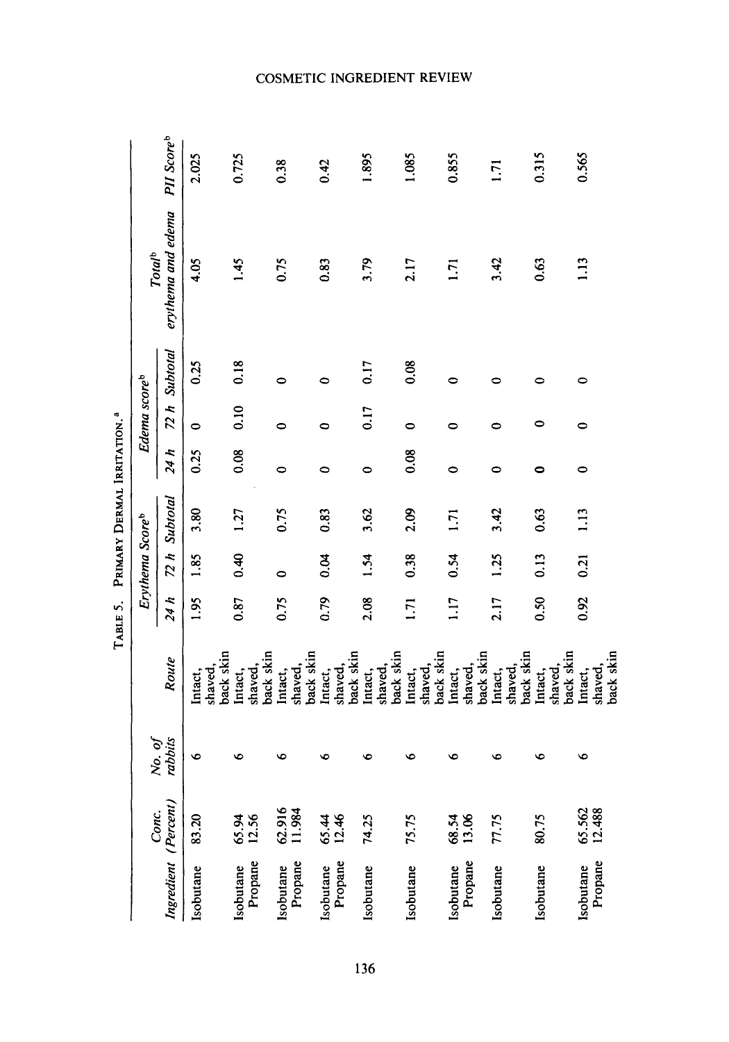**TABLE 5. PRIMARY DERMAL IRRITATION.[a]**

| Ingredient | Conc. (Percent) | No. of rabbits | Route | Erythema Score[b] | | | Edema score[b] | | | Total[b] erythema and edema | PII Score[b] |
|---|---|---|---|---|---|---|---|---|---|---|---|
| | | | | 24 h | 72 h | Subtotal | 24 h | 72 h | Subtotal | | |
| Isobutane | 83.20 | 6 | Intact, shaved, back skin | 1.95 | 1.85 | 3.80 | 0.25 | 0 | 0.25 | 4.05 | 2.025 |
| Isobutane Propane | 65.94 12.56 | 6 | Intact, shaved, back skin | 0.87 | 0.40 | 1.27 | 0.08 | 0.10 | 0.18 | 1.45 | 0.725 |
| Isobutane Propane | 62.916 11.984 | 6 | Intact, shaved, back skin | 0.75 | 0 | 0.75 | 0 | 0 | 0 | 0.75 | 0.38 |
| Isobutane Propane | 65.44 12.46 | 6 | Intact, shaved, back skin | 0.79 | 0.04 | 0.83 | 0 | 0 | 0 | 0.83 | 0.42 |
| Isobutane | 74.25 | 6 | Intact, shaved, back skin | 2.08 | 1.54 | 3.62 | 0 | 0.17 | 0.17 | 3.79 | 1.895 |
| Isobutane | 75.75 | 6 | Intact, shaved, back skin | 1.71 | 0.38 | 2.09 | 0.08 | 0 | 0.08 | 2.17 | 1.085 |
| Isobutane Propane | 68.54 13.06 | 6 | Intact, shaved, back skin | 1.17 | 0.54 | 1.71 | 0 | 0 | 0 | 1.71 | 0.855 |
| Isobutane | 77.75 | 6 | Intact, shaved, back skin | 2.17 | 1.25 | 3.42 | 0 | 0 | 0 | 3.42 | 1.71 |
| Isobutane | 80.75 | 6 | Intact, shaved, back skin | 0.50 | 0.13 | 0.63 | 0 | 0 | 0 | 0.63 | 0.315 |
| Isobutane Propane | 65.562 12.488 | 6 | Intact, shaved, back skin | 0.92 | 0.21 | 1.13 | 0 | 0 | 0 | 1.13 | 0.565 |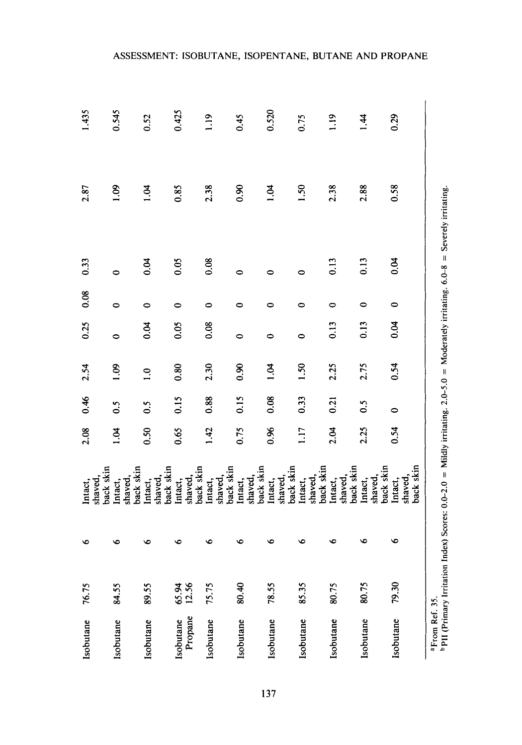| | | | | | | | | | | | |
|---|---|---|---|---|---|---|---|---|---|---|---|
| Isobutane | 76.75 | 6 | Intact, shaved, back skin | 2.08 | 0.46 | 2.54 | 0.25 | 0.08 | 0.33 | 2.87 | 1.435 |
| Isobutane | 84.55 | 6 | Intact, shaved, back skin | 1.04 | 0.5 | 1.09 | 0 | 0 | 0 | 1.09 | 0.545 |
| Isobutane | 89.55 | 6 | Intact, shaved, back skin | 0.50 | 0.5 | 1.0 | 0.04 | 0 | 0.04 | 1.04 | 0.52 |
| Isobutane Propane | 65.94 12.56 | 6 | Intact, shaved, back skin | 0.65 | 0.15 | 0.80 | 0.05 | 0 | 0.05 | 0.85 | 0.425 |
| Isobutane | 75.75 | 6 | Intact, shaved, back skin | 1.42 | 0.88 | 2.30 | 0.08 | 0 | 0.08 | 2.38 | 1.19 |
| Isobutane | 80.40 | 6 | Intact, shaved, back skin | 0.75 | 0.15 | 0.90 | 0 | 0 | 0 | 0.90 | 0.45 |
| Isobutane | 78.55 | 6 | Intact, shaved, back skin | 0.96 | 0.08 | 1.04 | 0 | 0 | 0 | 1.04 | 0.520 |
| Isobutane | 85.35 | 6 | Intact, shaved, back skin | 1.17 | 0.33 | 1.50 | 0 | 0 | 0 | 1.50 | 0.75 |
| Isobutane | 80.75 | 6 | Intact, shaved, back skin | 2.04 | 0.21 | 2.25 | 0.13 | 0 | 0.13 | 2.38 | 1.19 |
| Isobutane | 80.75 | 6 | Intact, shaved, back skin | 2.25 | 0.5 | 2.75 | 0.13 | 0 | 0.13 | 2.88 | 1.44 |
| Isobutane | 79.30 | 6 | Intact, shaved, back skin | 0.54 | 0 | 0.54 | 0.04 | 0 | 0.04 | 0.58 | 0.29 |

[a] From Ref. 35.
[b] PII (Primary Irritation Index) Scores: 0.0–2.0 = Mildly irritating. 2.0–5.0 = Moderately irritating. 6.0–8 = Severely irritating.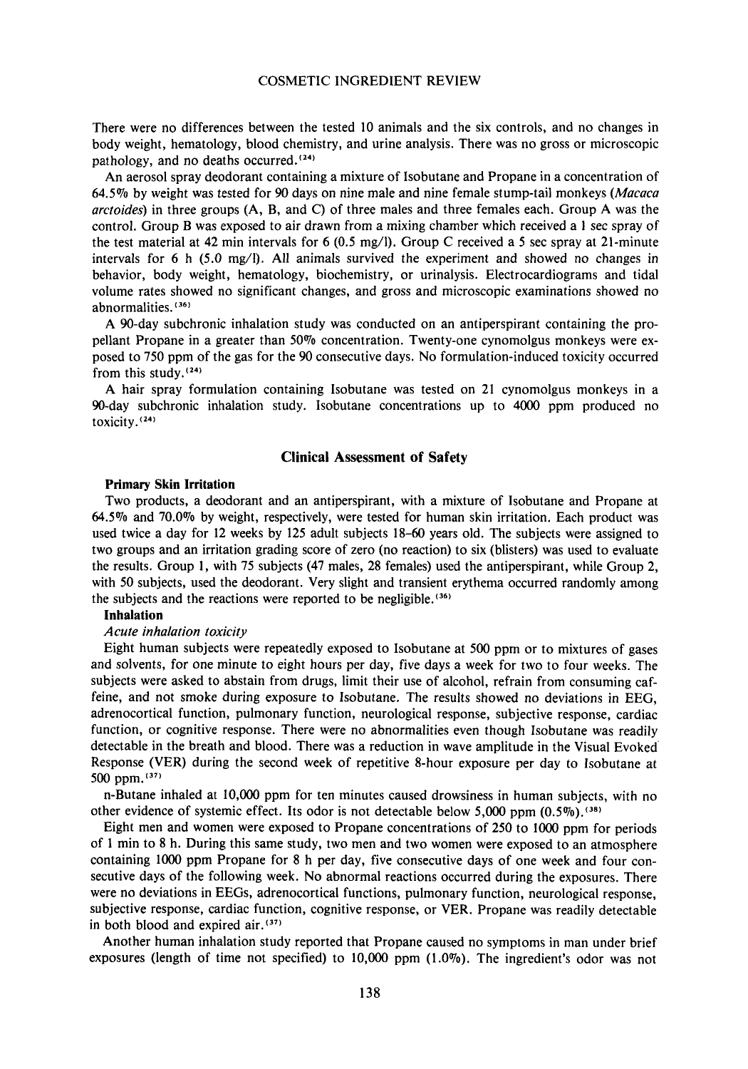There were no differences between the tested 10 animals and the six controls, and no changes in body weight, hematology, blood chemistry, and urine analysis. There was no gross or microscopic pathology, and no deaths occurred.[24]

An aerosol spray deodorant containing a mixture of Isobutane and Propane in a concentration of 64.5% by weight was tested for 90 days on nine male and nine female stump-tail monkeys (*Macaca arctoides*) in three groups (A, B, and C) of three males and three females each. Group A was the control. Group B was exposed to air drawn from a mixing chamber which received a 1 sec spray of the test material at 42 min intervals for 6 (0.5 mg/l). Group C received a 5 sec spray at 21-minute intervals for 6 h (5.0 mg/l). All animals survived the experiment and showed no changes in behavior, body weight, hematology, biochemistry, or urinalysis. Electrocardiograms and tidal volume rates showed no significant changes, and gross and microscopic examinations showed no abnormalities.[36]

A 90-day subchronic inhalation study was conducted on an antiperspirant containing the propellant Propane in a greater than 50% concentration. Twenty-one cynomolgus monkeys were exposed to 750 ppm of the gas for the 90 consecutive days. No formulation-induced toxicity occurred from this study.[24]

A hair spray formulation containing Isobutane was tested on 21 cynomolgus monkeys in a 90-day subchronic inhalation study. Isobutane concentrations up to 4000 ppm produced no toxicity.[24]

## Clinical Assessment of Safety

### Primary Skin Irritation

Two products, a deodorant and an antiperspirant, with a mixture of Isobutane and Propane at 64.5% and 70.0% by weight, respectively, were tested for human skin irritation. Each product was used twice a day for 12 weeks by 125 adult subjects 18–60 years old. The subjects were assigned to two groups and an irritation grading score of zero (no reaction) to six (blisters) was used to evaluate the results. Group 1, with 75 subjects (47 males, 28 females) used the antiperspirant, while Group 2, with 50 subjects, used the deodorant. Very slight and transient erythema occurred randomly among the subjects and the reactions were reported to be negligible.[36]

### Inhalation

#### *Acute inhalation toxicity*

Eight human subjects were repeatedly exposed to Isobutane at 500 ppm or to mixtures of gases and solvents, for one minute to eight hours per day, five days a week for two to four weeks. The subjects were asked to abstain from drugs, limit their use of alcohol, refrain from consuming caffeine, and not smoke during exposure to Isobutane. The results showed no deviations in EEG, adrenocortical function, pulmonary function, neurological response, subjective response, cardiac function, or cognitive response. There were no abnormalities even though Isobutane was readily detectable in the breath and blood. There was a reduction in wave amplitude in the Visual Evoked Response (VER) during the second week of repetitive 8-hour exposure per day to Isobutane at 500 ppm.[37]

n-Butane inhaled at 10,000 ppm for ten minutes caused drowsiness in human subjects, with no other evidence of systemic effect. Its odor is not detectable below 5,000 ppm (0.5%).[38]

Eight men and women were exposed to Propane concentrations of 250 to 1000 ppm for periods of 1 min to 8 h. During this same study, two men and two women were exposed to an atmosphere containing 1000 ppm Propane for 8 h per day, five consecutive days of one week and four consecutive days of the following week. No abnormal reactions occurred during the exposures. There were no deviations in EEGs, adrenocortical functions, pulmonary function, neurological response, subjective response, cardiac function, cognitive response, or VER. Propane was readily detectable in both blood and expired air.[37]

Another human inhalation study reported that Propane caused no symptoms in man under brief exposures (length of time not specified) to 10,000 ppm (1.0%). The ingredient's odor was not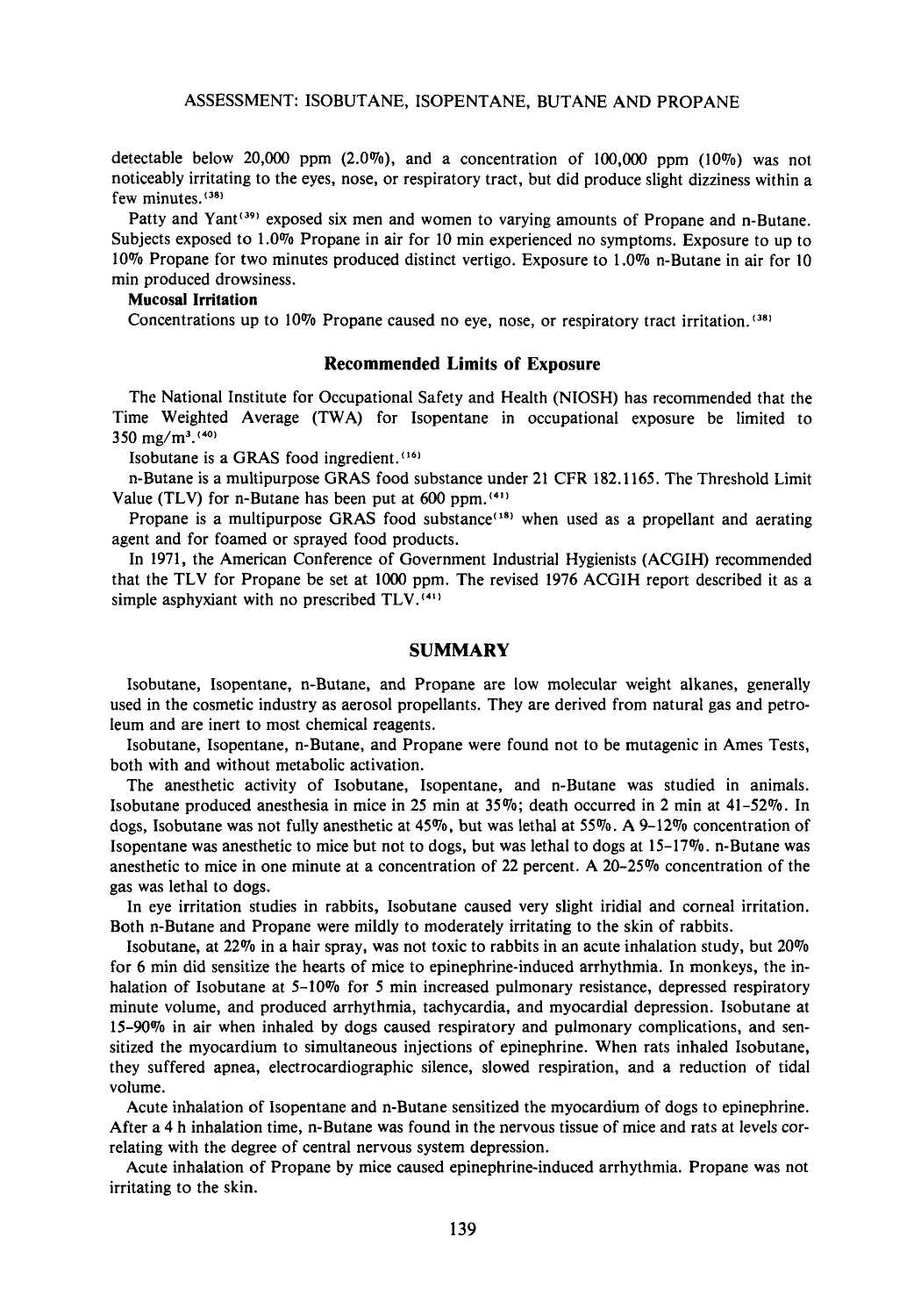detectable below 20,000 ppm (2.0%), and a concentration of 100,000 ppm (10%) was not noticeably irritating to the eyes, nose, or respiratory tract, but did produce slight dizziness within a few minutes.[38]

Patty and Yant[39] exposed six men and women to varying amounts of Propane and n-Butane. Subjects exposed to 1.0% Propane in air for 10 min experienced no symptoms. Exposure to up to 10% Propane for two minutes produced distinct vertigo. Exposure to 1.0% n-Butane in air for 10 min produced drowsiness.

**Mucosal Irritation**

Concentrations up to 10% Propane caused no eye, nose, or respiratory tract irritation.[38]

## Recommended Limits of Exposure

The National Institute for Occupational Safety and Health (NIOSH) has recommended that the Time Weighted Average (TWA) for Isopentane in occupational exposure be limited to 350 $mg/m^3$.[40]

Isobutane is a GRAS food ingredient.[16]

n-Butane is a multipurpose GRAS food substance under 21 CFR 182.1165. The Threshold Limit Value (TLV) for n-Butane has been put at 600 ppm.[41]

Propane is a multipurpose GRAS food substance[18] when used as a propellant and aerating agent and for foamed or sprayed food products.

In 1971, the American Conference of Government Industrial Hygienists (ACGIH) recommended that the TLV for Propane be set at 1000 ppm. The revised 1976 ACGIH report described it as a simple asphyxiant with no prescribed TLV.[41]

## SUMMARY

Isobutane, Isopentane, n-Butane, and Propane are low molecular weight alkanes, generally used in the cosmetic industry as aerosol propellants. They are derived from natural gas and petroleum and are inert to most chemical reagents.

Isobutane, Isopentane, n-Butane, and Propane were found not to be mutagenic in Ames Tests, both with and without metabolic activation.

The anesthetic activity of Isobutane, Isopentane, and n-Butane was studied in animals. Isobutane produced anesthesia in mice in 25 min at 35%; death occurred in 2 min at 41–52%. In dogs, Isobutane was not fully anesthetic at 45%, but was lethal at 55%. A 9–12% concentration of Isopentane was anesthetic to mice but not to dogs, but was lethal to dogs at 15–17%. n-Butane was anesthetic to mice in one minute at a concentration of 22 percent. A 20–25% concentration of the gas was lethal to dogs.

In eye irritation studies in rabbits, Isobutane caused very slight iridial and corneal irritation. Both n-Butane and Propane were mildly to moderately irritating to the skin of rabbits.

Isobutane, at 22% in a hair spray, was not toxic to rabbits in an acute inhalation study, but 20% for 6 min did sensitize the hearts of mice to epinephrine-induced arrhythmia. In monkeys, the inhalation of Isobutane at 5–10% for 5 min increased pulmonary resistance, depressed respiratory minute volume, and produced arrhythmia, tachycardia, and myocardial depression. Isobutane at 15–90% in air when inhaled by dogs caused respiratory and pulmonary complications, and sensitized the myocardium to simultaneous injections of epinephrine. When rats inhaled Isobutane, they suffered apnea, electrocardiographic silence, slowed respiration, and a reduction of tidal volume.

Acute inhalation of Isopentane and n-Butane sensitized the myocardium of dogs to epinephrine. After a 4 h inhalation time, n-Butane was found in the nervous tissue of mice and rats at levels correlating with the degree of central nervous system depression.

Acute inhalation of Propane by mice caused epinephrine-induced arrhythmia. Propane was not irritating to the skin.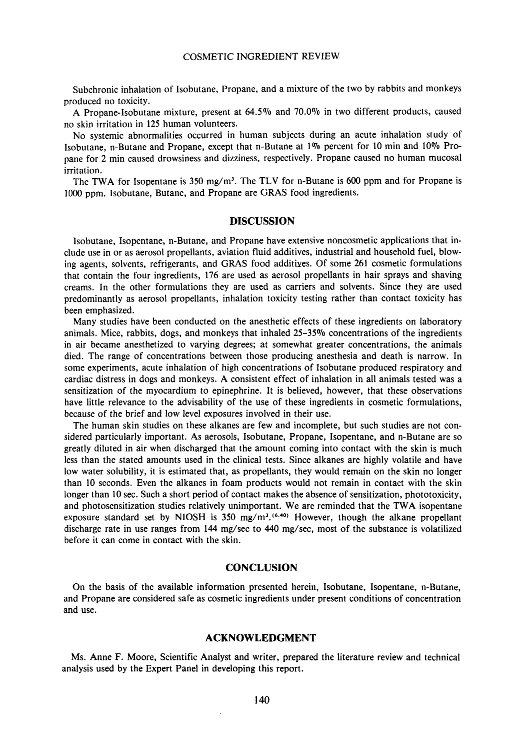Subchronic inhalation of Isobutane, Propane, and a mixture of the two by rabbits and monkeys produced no toxicity.

A Propane-Isobutane mixture, present at 64.5% and 70.0% in two different products, caused no skin irritation in 125 human volunteers.

No systemic abnormalities occurred in human subjects during an acute inhalation study of Isobutane, n-Butane and Propane, except that n-Butane at 1% percent for 10 min and 10% Propane for 2 min caused drowsiness and dizziness, respectively. Propane caused no human mucosal irritation.

The TWA for Isopentane is 350 mg/m³. The TLV for n-Butane is 600 ppm and for Propane is 1000 ppm. Isobutane, Butane, and Propane are GRAS food ingredients.

## DISCUSSION

Isobutane, Isopentane, n-Butane, and Propane have extensive noncosmetic applications that include use in or as aerosol propellants, aviation fluid additives, industrial and household fuel, blowing agents, solvents, refrigerants, and GRAS food additives. Of some 261 cosmetic formulations that contain the four ingredients, 176 are used as aerosol propellants in hair sprays and shaving creams. In the other formulations they are used as carriers and solvents. Since they are used predominantly as aerosol propellants, inhalation toxicity testing rather than contact toxicity has been emphasized.

Many studies have been conducted on the anesthetic effects of these ingredients on laboratory animals. Mice, rabbits, dogs, and monkeys that inhaled 25–35% concentrations of the ingredients in air became anesthetized to varying degrees; at somewhat greater concentrations, the animals died. The range of concentrations between those producing anesthesia and death is narrow. In some experiments, acute inhalation of high concentrations of Isobutane produced respiratory and cardiac distress in dogs and monkeys. A consistent effect of inhalation in all animals tested was a sensitization of the myocardium to epinephrine. It is believed, however, that these observations have little relevance to the advisability of the use of these ingredients in cosmetic formulations, because of the brief and low level exposures involved in their use.

The human skin studies on these alkanes are few and incomplete, but such studies are not considered particularly important. As aerosols, Isobutane, Propane, Isopentane, and n-Butane are so greatly diluted in air when discharged that the amount coming into contact with the skin is much less than the stated amounts used in the clinical tests. Since alkanes are highly volatile and have low water solubility, it is estimated that, as propellants, they would remain on the skin no longer than 10 seconds. Even the alkanes in foam products would not remain in contact with the skin longer than 10 sec. Such a short period of contact makes the absence of sensitization, phototoxicity, and photosensitization studies relatively unimportant. We are reminded that the TWA isopentane exposure standard set by NIOSH is 350 mg/m³.[6,40] However, though the alkane propellant discharge rate in use ranges from 144 mg/sec to 440 mg/sec, most of the substance is volatilized before it can come in contact with the skin.

## CONCLUSION

On the basis of the available information presented herein, Isobutane, Isopentane, n-Butane, and Propane are considered safe as cosmetic ingredients under present conditions of concentration and use.

## ACKNOWLEDGMENT

Ms. Anne F. Moore, Scientific Analyst and writer, prepared the literature review and technical analysis used by the Expert Panel in developing this report.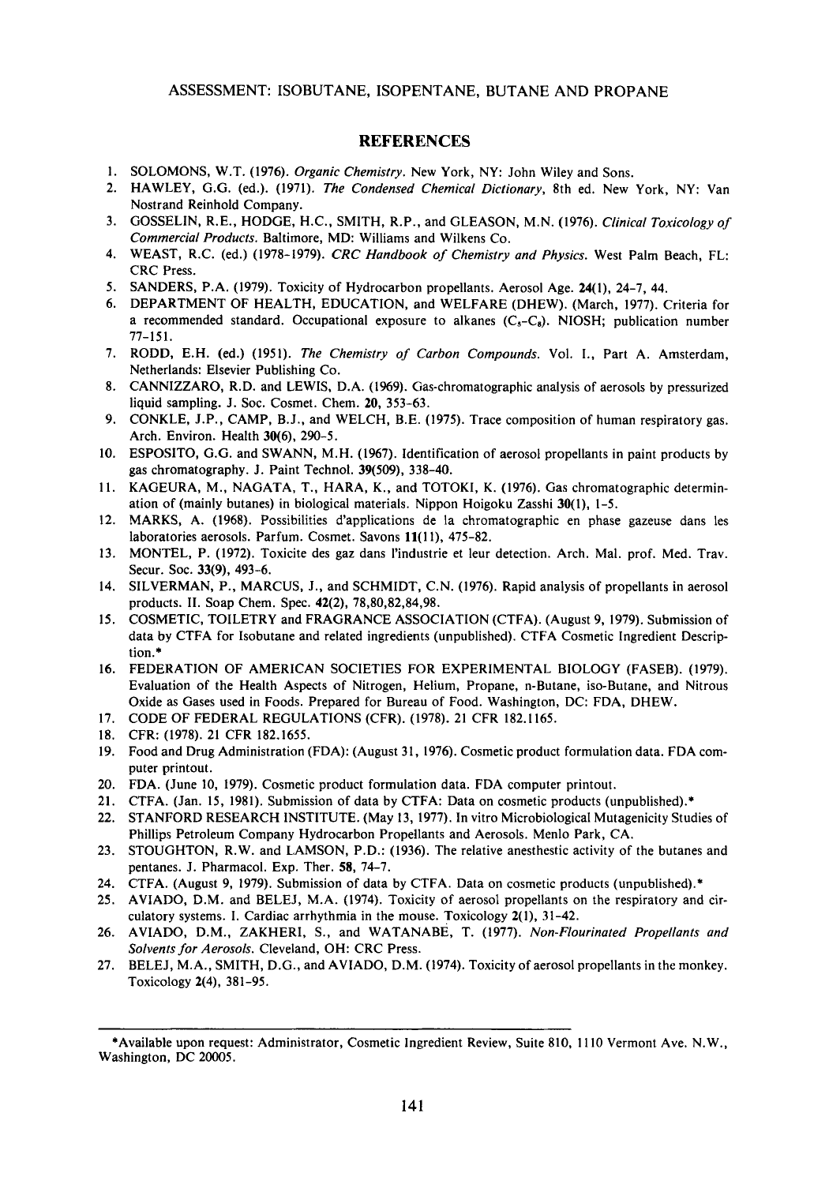## REFERENCES

1. SOLOMONS, W.T. (1976). *Organic Chemistry*. New York, NY: John Wiley and Sons.
2. HAWLEY, G.G. (ed.). (1971). *The Condensed Chemical Dictionary*, 8th ed. New York, NY: Van Nostrand Reinhold Company.
3. GOSSELIN, R.E., HODGE, H.C., SMITH, R.P., and GLEASON, M.N. (1976). *Clinical Toxicology of Commercial Products*. Baltimore, MD: Williams and Wilkens Co.
4. WEAST, R.C. (ed.) (1978-1979). *CRC Handbook of Chemistry and Physics*. West Palm Beach, FL: CRC Press.
5. SANDERS, P.A. (1979). Toxicity of Hydrocarbon propellants. Aerosol Age. **24**(1), 24-7, 44.
6. DEPARTMENT OF HEALTH, EDUCATION, and WELFARE (DHEW). (March, 1977). Criteria for a recommended standard. Occupational exposure to alkanes ($C_5$-$C_8$). NIOSH; publication number 77-151.
7. RODD, E.H. (ed.) (1951). *The Chemistry of Carbon Compounds*. Vol. I., Part A. Amsterdam, Netherlands: Elsevier Publishing Co.
8. CANNIZZARO, R.D. and LEWIS, D.A. (1969). Gas-chromatographic analysis of aerosols by pressurized liquid sampling. J. Soc. Cosmet. Chem. **20**, 353-63.
9. CONKLE, J.P., CAMP, B.J., and WELCH, B.E. (1975). Trace composition of human respiratory gas. Arch. Environ. Health **30**(6), 290-5.
10. ESPOSITO, G.G. and SWANN, M.H. (1967). Identification of aerosol propellants in paint products by gas chromatography. J. Paint Technol. **39**(509), 338-40.
11. KAGEURA, M., NAGATA, T., HARA, K., and TOTOKI, K. (1976). Gas chromatographic determination of (mainly butanes) in biological materials. Nippon Hoigoku Zasshi **30**(1), 1-5.
12. MARKS, A. (1968). Possibilities d'applications de la chromatographic en phase gazeuse dans les laboratoires aerosols. Parfum. Cosmet. Savons **11**(11), 475-82.
13. MONTEL, P. (1972). Toxicite des gaz dans l'industrie et leur detection. Arch. Mal. prof. Med. Trav. Secur. Soc. **33**(9), 493-6.
14. SILVERMAN, P., MARCUS, J., and SCHMIDT, C.N. (1976). Rapid analysis of propellants in aerosol products. II. Soap Chem. Spec. **42**(2), 78,80,82,84,98.
15. COSMETIC, TOILETRY and FRAGRANCE ASSOCIATION (CTFA). (August 9, 1979). Submission of data by CTFA for Isobutane and related ingredients (unpublished). CTFA Cosmetic Ingredient Description.*
16. FEDERATION OF AMERICAN SOCIETIES FOR EXPERIMENTAL BIOLOGY (FASEB). (1979). Evaluation of the Health Aspects of Nitrogen, Helium, Propane, n-Butane, iso-Butane, and Nitrous Oxide as Gases used in Foods. Prepared for Bureau of Food. Washington, DC: FDA, DHEW.
17. CODE OF FEDERAL REGULATIONS (CFR). (1978). 21 CFR 182.1165.
18. CFR: (1978). 21 CFR 182.1655.
19. Food and Drug Administration (FDA): (August 31, 1976). Cosmetic product formulation data. FDA computer printout.
20. FDA. (June 10, 1979). Cosmetic product formulation data. FDA computer printout.
21. CTFA. (Jan. 15, 1981). Submission of data by CTFA: Data on cosmetic products (unpublished).*
22. STANFORD RESEARCH INSTITUTE. (May 13, 1977). In vitro Microbiological Mutagenicity Studies of Phillips Petroleum Company Hydrocarbon Propellants and Aerosols. Menlo Park, CA.
23. STOUGHTON, R.W. and LAMSON, P.D.: (1936). The relative anesthetic activity of the butanes and pentanes. J. Pharmacol. Exp. Ther. **58**, 74-7.
24. CTFA. (August 9, 1979). Submission of data by CTFA. Data on cosmetic products (unpublished).*
25. AVIADO, D.M. and BELEJ, M.A. (1974). Toxicity of aerosol propellants on the respiratory and circulatory systems. I. Cardiac arrhythmia in the mouse. Toxicology **2**(1), 31-42.
26. AVIADO, D.M., ZAKHERI, S., and WATANABE, T. (1977). *Non-Flourinated Propellants and Solvents for Aerosols*. Cleveland, OH: CRC Press.
27. BELEJ, M.A., SMITH, D.G., and AVIADO, D.M. (1974). Toxicity of aerosol propellants in the monkey. Toxicology **2**(4), 381-95.

---

*Available upon request: Administrator, Cosmetic Ingredient Review, Suite 810, 1110 Vermont Ave. N.W., Washington, DC 20005.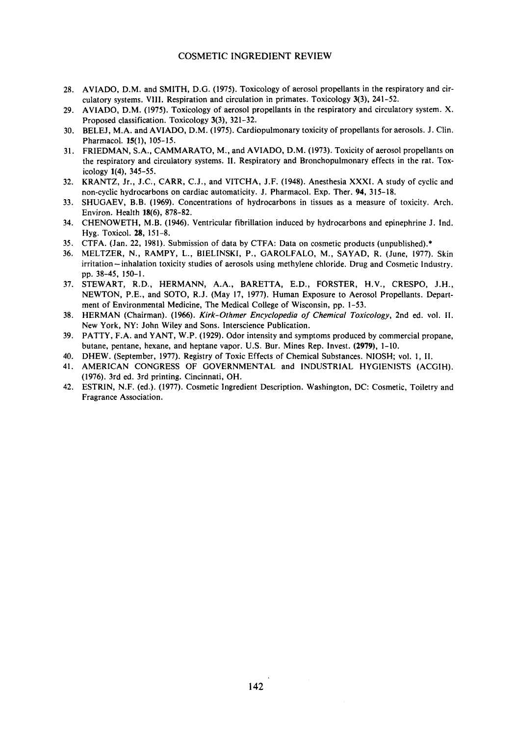28. AVIADO, D.M. and SMITH, D.G. (1975). Toxicology of aerosol propellants in the respiratory and circulatory systems. VIII. Respiration and circulation in primates. Toxicology **3**(3), 241–52.
29. AVIADO, D.M. (1975). Toxicology of aerosol propellants in the respiratory and circulatory system. X. Proposed classification. Toxicology 3(3), 321–32.
30. BELEJ, M.A. and AVIADO, D.M. (1975). Cardiopulmonary toxicity of propellants for aerosols. J. Clin. Pharmacol. **15**(1), 105–15.
31. FRIEDMAN, S.A., CAMMARATO, M., and AVIADO, D.M. (1973). Toxicity of aerosol propellants on the respiratory and circulatory systems. II. Respiratory and Bronchopulmonary effects in the rat. Toxicology **1**(4), 345–55.
32. KRANTZ, Jr., J.C., CARR, C.J., and VITCHA, J.F. (1948). Anesthesia XXXI. A study of cyclic and non-cyclic hydrocarbons on cardiac automaticity. J. Pharmacol. Exp. Ther. **94**, 315–18.
33. SHUGAEV, B.B. (1969). Concentrations of hydrocarbons in tissues as a measure of toxicity. Arch. Environ. Health **18**(6), 878–82.
34. CHENOWETH, M.B. (1946). Ventricular fibrillation induced by hydrocarbons and epinephrine J. Ind. Hyg. Toxicol. **28**, 151–8.
35. CTFA. (Jan. 22, 1981). Submission of data by CTFA: Data on cosmetic products (unpublished).*
36. MELTZER, N., RAMPY, L., BIELINSKI, P., GAROLFALO, M., SAYAD, R. (June, 1977). Skin irritation – inhalation toxicity studies of aerosols using methylene chloride. Drug and Cosmetic Industry. pp. 38–45, 150–1.
37. STEWART, R.D., HERMANN, A.A., BARETTA, E.D., FORSTER, H.V., CRESPO, J.H., NEWTON, P.E., and SOTO, R.J. (May 17, 1977). Human Exposure to Aerosol Propellants. Department of Environmental Medicine, The Medical College of Wisconsin, pp. 1–53.
38. HERMAN (Chairman). (1966). *Kirk-Othmer Encyclopedia of Chemical Toxicology*, 2nd ed. vol. II. New York, NY: John Wiley and Sons. Interscience Publication.
39. PATTY, F.A. and YANT, W.P. (1929). Odor intensity and symptoms produced by commercial propane, butane, pentane, hexane, and heptane vapor. U.S. Bur. Mines Rep. Invest. **(2979)**, 1–10.
40. DHEW. (September, 1977). Registry of Toxic Effects of Chemical Substances. NIOSH; vol. 1, II.
41. AMERICAN CONGRESS OF GOVERNMENTAL and INDUSTRIAL HYGIENISTS (ACGIH). (1976). 3rd ed. 3rd printing. Cincinnati, OH.
42. ESTRIN, N.F. (ed.). (1977). Cosmetic Ingredient Description. Washington, DC: Cosmetic, Toiletry and Fragrance Association.